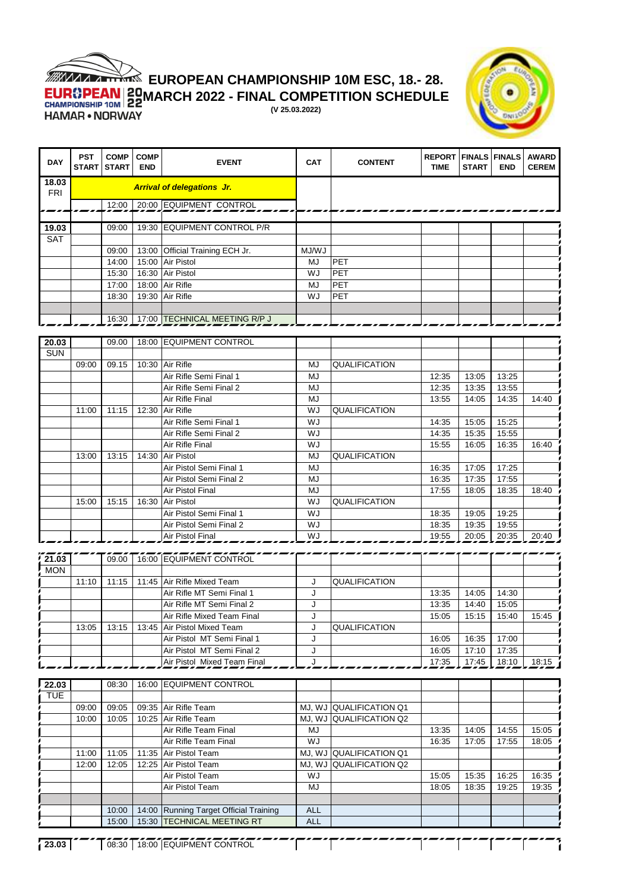# EUROPEAN CHAMPIONSHIP 10M ESC, 18.- 28. MARCH 2022 - FINAL COMPETITION SCHEDULE

**(V 25.03.2022)**

| DAY | PST START | COMP START | COMP END | EVENT | CAT | CONTENT | REPORT TIME | FINALS START | FINALS END | AWARD CEREM |
|---|---|---|---|---|---|---|---|---|---|---|
| 18.03 FRI | | | | *Arrival of delegations Jr.* | | | | | | |
| | | 12:00 | 20:00 | EQUIPMENT CONTROL | | | | | | |
| 19.03 SAT | | 09:00 | 19:30 | EQUIPMENT CONTROL P/R | | | | | | |
| | | 09:00 | 13:00 | Official Training ECH Jr. | MJ/WJ | | | | | |
| | | 14:00 | 15:00 | Air Pistol | MJ | PET | | | | |
| | | 15:30 | 16:30 | Air Pistol | WJ | PET | | | | |
| | | 17:00 | 18:00 | Air Rifle | MJ | PET | | | | |
| | | 18:30 | 19:30 | Air Rifle | WJ | PET | | | | |
| | | 16:30 | 17:00 | TECHNICAL MEETING R/P J | | | | | | |
| 20.03 SUN | | 09.00 | 18:00 | EQUIPMENT CONTROL | | | | | | |
| | 09:00 | 09.15 | 10:30 | Air Rifle | MJ | QUALIFICATION | | | | |
| | | | | Air Rifle Semi Final 1 | MJ | | 12:35 | 13:05 | 13:25 | |
| | | | | Air Rifle Semi Final 2 | MJ | | 12:35 | 13:35 | 13:55 | |
| | | | | Air Rifle Final | MJ | | 13:55 | 14:05 | 14:35 | 14:40 |
| | 11:00 | 11:15 | 12:30 | Air Rifle | WJ | QUALIFICATION | | | | |
| | | | | Air Rifle Semi Final 1 | WJ | | 14:35 | 15:05 | 15:25 | |
| | | | | Air Rifle Semi Final 2 | WJ | | 14:35 | 15:35 | 15:55 | |
| | | | | Air Rifle Final | WJ | | 15:55 | 16:05 | 16:35 | 16:40 |
| | 13:00 | 13:15 | 14:30 | Air Pistol | MJ | QUALIFICATION | | | | |
| | | | | Air Pistol Semi Final 1 | MJ | | 16:35 | 17:05 | 17:25 | |
| | | | | Air Pistol Semi Final 2 | MJ | | 16:35 | 17:35 | 17:55 | |
| | | | | Air Pistol Final | MJ | | 17:55 | 18:05 | 18:35 | 18:40 |
| | 15:00 | 15:15 | 16:30 | Air Pistol | WJ | QUALIFICATION | | | | |
| | | | | Air Pistol Semi Final 1 | WJ | | 18:35 | 19:05 | 19:25 | |
| | | | | Air Pistol Semi Final 2 | WJ | | 18:35 | 19:35 | 19:55 | |
| | | | | Air Pistol Final | WJ | | 19:55 | 20:05 | 20:35 | 20:40 |
| 21.03 MON | | 09.00 | 16:00 | EQUIPMENT CONTROL | | | | | | |
| | 11:10 | 11:15 | 11:45 | Air Rifle Mixed Team | J | QUALIFICATION | | | | |
| | | | | Air Rifle MT Semi Final 1 | J | | 13:35 | 14:05 | 14:30 | |
| | | | | Air Rifle MT Semi Final 2 | J | | 13:35 | 14:40 | 15:05 | |
| | | | | Air Rifle Mixed Team Final | J | | 15:05 | 15:15 | 15:40 | 15:45 |
| | 13:05 | 13:15 | 13:45 | Air Pistol Mixed Team | J | QUALIFICATION | | | | |
| | | | | Air Pistol MT Semi Final 1 | J | | 16:05 | 16:35 | 17:00 | |
| | | | | Air Pistol MT Semi Final 2 | J | | 16:05 | 17:10 | 17:35 | |
| | | | | Air Pistol Mixed Team Final | J | | 17:35 | 17:45 | 18:10 | 18:15 |
| 22.03 TUE | | 08:30 | 16:00 | EQUIPMENT CONTROL | | | | | | |
| | 09:00 | 09:05 | 09:35 | Air Rifle Team | MJ, WJ | QUALIFICATION Q1 | | | | |
| | 10:00 | 10:05 | 10:25 | Air Rifle Team | MJ, WJ | QUALIFICATION Q2 | | | | |
| | | | | Air Rifle Team Final | MJ | | 13:35 | 14:05 | 14:55 | 15:05 |
| | | | | Air Rifle Team Final | WJ | | 16:35 | 17:05 | 17:55 | 18:05 |
| | 11:00 | 11:05 | 11:35 | Air Pistol Team | MJ, WJ | QUALIFICATION Q1 | | | | |
| | 12:00 | 12:05 | 12:25 | Air Pistol Team | MJ, WJ | QUALIFICATION Q2 | | | | |
| | | | | Air Pistol Team | WJ | | 15:05 | 15:35 | 16:25 | 16:35 |
| | | | | Air Pistol Team | MJ | | 18:05 | 18:35 | 19:25 | 19:35 |
| | | 10:00 | 14:00 | Running Target Official Training | ALL | | | | | |
| | | 15:00 | 15:30 | TECHNICAL MEETING RT | ALL | | | | | |
| 23.03 | | 08:30 | 18:00 | EQUIPMENT CONTROL | | | | | | |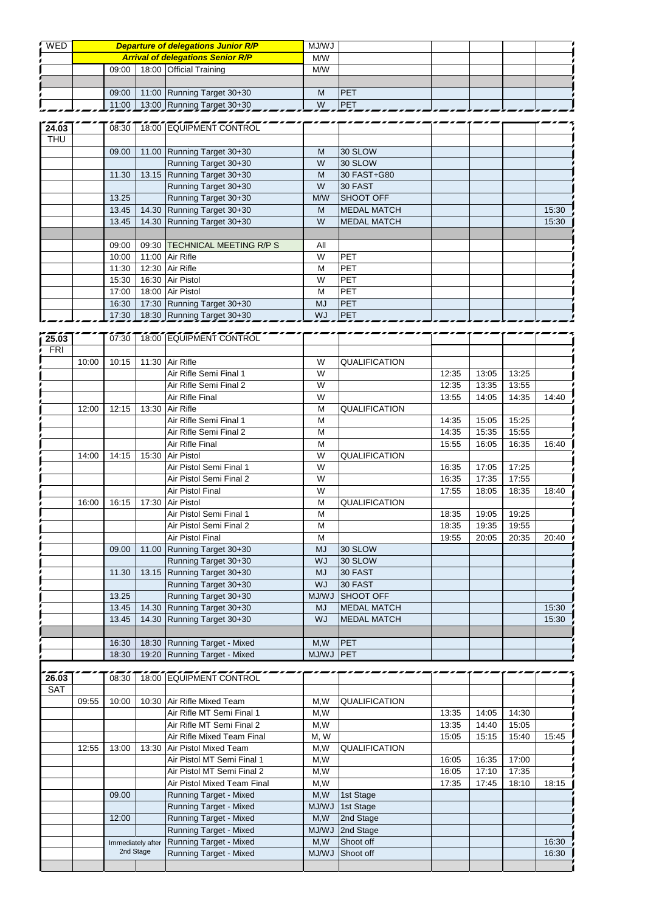| | | | | | | | | | | |
|---|---|---|---|---|---|---|---|---|---|---|
| WED | | **Departure of delegations Junior R/P** | | | MJ/WJ | | | | | |
| | | **Arrival of delegations Senior R/P** | | | M/W | | | | | |
| | | 09:00 | 18:00 | Official Training | M/W | | | | | |
| | | | | | | | | | | |
| | | 09:00 | 11:00 | Running Target 30+30 | M | PET | | | | |
| | | 11:00 | 13:00 | Running Target 30+30 | W | PET | | | | |
| 24.03 | | 08:30 | 18:00 | EQUIPMENT CONTROL | | | | | | |
| THU | | | | | | | | | | |
| | | 09.00 | 11.00 | Running Target 30+30 | M | 30 SLOW | | | | |
| | | | | Running Target 30+30 | W | 30 SLOW | | | | |
| | | 11.30 | 13.15 | Running Target 30+30 | M | 30 FAST+G80 | | | | |
| | | | | Running Target 30+30 | W | 30 FAST | | | | |
| | | 13.25 | | Running Target 30+30 | M/W | SHOOT OFF | | | | |
| | | 13.45 | 14.30 | Running Target 30+30 | M | MEDAL MATCH | | | | 15:30 |
| | | 13.45 | 14.30 | Running Target 30+30 | W | MEDAL MATCH | | | | 15:30 |
| | | | | | | | | | | |
| | | 09:00 | 09:30 | TECHNICAL MEETING R/P S | All | | | | | |
| | | 10:00 | 11:00 | Air Rifle | W | PET | | | | |
| | | 11:30 | 12:30 | Air Rifle | M | PET | | | | |
| | | 15:30 | 16:30 | Air Pistol | W | PET | | | | |
| | | 17:00 | 18:00 | Air Pistol | M | PET | | | | |
| | | 16:30 | 17:30 | Running Target 30+30 | MJ | PET | | | | |
| | | 17:30 | 18:30 | Running Target 30+30 | WJ | PET | | | | |
| 25.03 | | 07:30 | 18:00 | EQUIPMENT CONTROL | | | | | | |
| FRI | | | | | | | | | | |
| | 10:00 | 10:15 | 11:30 | Air Rifle | W | QUALIFICATION | | | | |
| | | | | Air Rifle Semi Final 1 | W | | 12:35 | 13:05 | 13:25 | |
| | | | | Air Rifle Semi Final 2 | W | | 12:35 | 13:35 | 13:55 | |
| | | | | Air Rifle Final | W | | 13:55 | 14:05 | 14:35 | 14:40 |
| | 12:00 | 12:15 | 13:30 | Air Rifle | M | QUALIFICATION | | | | |
| | | | | Air Rifle Semi Final 1 | M | | 14:35 | 15:05 | 15:25 | |
| | | | | Air Rifle Semi Final 2 | M | | 14:35 | 15:35 | 15:55 | |
| | | | | Air Rifle Final | M | | 15:55 | 16:05 | 16:35 | 16:40 |
| | 14:00 | 14:15 | 15:30 | Air Pistol | W | QUALIFICATION | | | | |
| | | | | Air Pistol Semi Final 1 | W | | 16:35 | 17:05 | 17:25 | |
| | | | | Air Pistol Semi Final 2 | W | | 16:35 | 17:35 | 17:55 | |
| | | | | Air Pistol Final | W | | 17:55 | 18:05 | 18:35 | 18:40 |
| | 16:00 | 16:15 | 17:30 | Air Pistol | M | QUALIFICATION | | | | |
| | | | | Air Pistol Semi Final 1 | M | | 18:35 | 19:05 | 19:25 | |
| | | | | Air Pistol Semi Final 2 | M | | 18:35 | 19:35 | 19:55 | |
| | | | | Air Pistol Final | M | | 19:55 | 20:05 | 20:35 | 20:40 |
| | | 09.00 | 11.00 | Running Target 30+30 | MJ | 30 SLOW | | | | |
| | | | | Running Target 30+30 | WJ | 30 SLOW | | | | |
| | | 11.30 | 13.15 | Running Target 30+30 | MJ | 30 FAST | | | | |
| | | | | Running Target 30+30 | WJ | 30 FAST | | | | |
| | | 13.25 | | Running Target 30+30 | MJ/WJ | SHOOT OFF | | | | |
| | | 13.45 | 14.30 | Running Target 30+30 | MJ | MEDAL MATCH | | | | 15:30 |
| | | 13.45 | 14.30 | Running Target 30+30 | WJ | MEDAL MATCH | | | | 15:30 |
| | | | | | | | | | | |
| | | 16:30 | 18:30 | Running Target - Mixed | M,W | PET | | | | |
| | | 18:30 | 19:20 | Running Target - Mixed | MJ/WJ | PET | | | | |
| 26.03 | | 08:30 | 18:00 | EQUIPMENT CONTROL | | | | | | |
| SAT | | | | | | | | | | |
| | 09:55 | 10:00 | 10:30 | Air Rifle Mixed Team | M,W | QUALIFICATION | | | | |
| | | | | Air Rifle MT Semi Final 1 | M,W | | 13:35 | 14:05 | 14:30 | |
| | | | | Air Rifle MT Semi Final 2 | M,W | | 13:35 | 14:40 | 15:05 | |
| | | | | Air Rifle Mixed Team Final | M, W | | 15:05 | 15:15 | 15:40 | 15:45 |
| | 12:55 | 13:00 | 13:30 | Air Pistol Mixed Team | M,W | QUALIFICATION | | | | |
| | | | | Air Pistol MT Semi Final 1 | M,W | | 16:05 | 16:35 | 17:00 | |
| | | | | Air Pistol MT Semi Final 2 | M,W | | 16:05 | 17:10 | 17:35 | |
| | | | | Air Pistol Mixed Team Final | M,W | | 17:35 | 17:45 | 18:10 | 18:15 |
| | | 09.00 | | Running Target - Mixed | M,W | 1st Stage | | | | |
| | | | | Running Target - Mixed | MJ/WJ | 1st Stage | | | | |
| | | 12:00 | | Running Target - Mixed | M,W | 2nd Stage | | | | |
| | | | | Running Target - Mixed | MJ/WJ | 2nd Stage | | | | |
| | | Immediately after 2nd Stage | | Running Target - Mixed | M,W | Shoot off | | | | 16:30 |
| | | | | Running Target - Mixed | MJ/WJ | Shoot off | | | | 16:30 |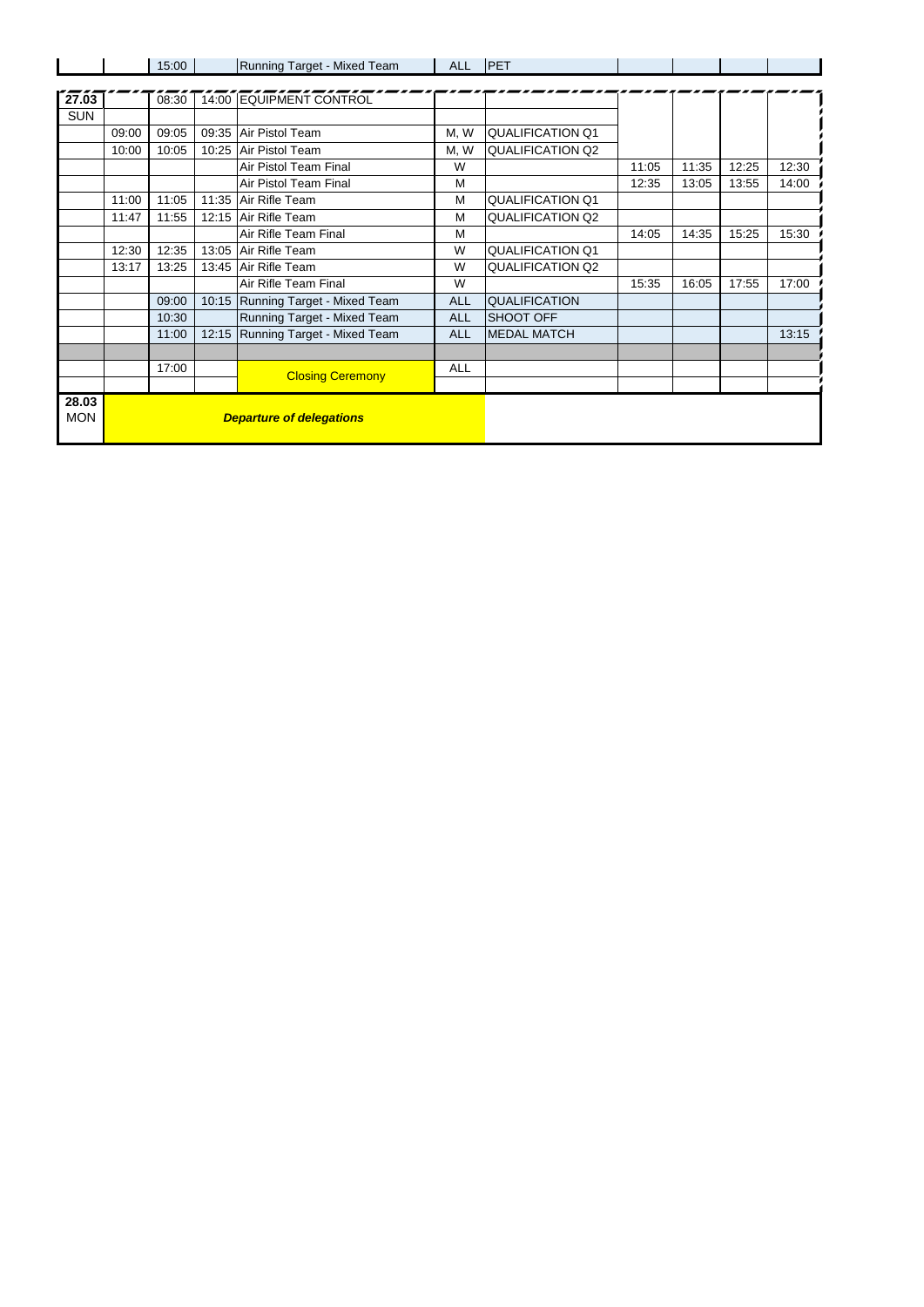| | | | | | | | | | | |
|---|---|---|---|---|---|---|---|---|---|---|
| | | 15:00 | | Running Target - Mixed Team | ALL | PET | | | | |

| | | | | | | | | | | |
|---|---|---|---|---|---|---|---|---|---|---|
| **27.03** | | 08:30 | 14:00 | EQUIPMENT CONTROL | | | | | | |
| SUN | | | | | | | | | | |
| | 09:00 | 09:05 | 09:35 | Air Pistol Team | M, W | QUALIFICATION Q1 | | | | |
| | 10:00 | 10:05 | 10:25 | Air Pistol Team | M, W | QUALIFICATION Q2 | | | | |
| | | | | Air Pistol Team Final | W | | 11:05 | 11:35 | 12:25 | 12:30 |
| | | | | Air Pistol Team Final | M | | 12:35 | 13:05 | 13:55 | 14:00 |
| | 11:00 | 11:05 | 11:35 | Air Rifle Team | M | QUALIFICATION Q1 | | | | |
| | 11:47 | 11:55 | 12:15 | Air Rifle Team | M | QUALIFICATION Q2 | | | | |
| | | | | Air Rifle Team Final | M | | 14:05 | 14:35 | 15:25 | 15:30 |
| | 12:30 | 12:35 | 13:05 | Air Rifle Team | W | QUALIFICATION Q1 | | | | |
| | 13:17 | 13:25 | 13:45 | Air Rifle Team | W | QUALIFICATION Q2 | | | | |
| | | | | Air Rifle Team Final | W | | 15:35 | 16:05 | 17:55 | 17:00 |
| | | 09:00 | 10:15 | Running Target - Mixed Team | ALL | QUALIFICATION | | | | |
| | | 10:30 | | Running Target - Mixed Team | ALL | SHOOT OFF | | | | |
| | | 11:00 | 12:15 | Running Target - Mixed Team | ALL | MEDAL MATCH | | | | 13:15 |
| | | | | | | | | | | |
| | | 17:00 | | Closing Ceremony | ALL | | | | | |
| **28.03** MON | | | | ***Departure of delegations*** | | | | | | |